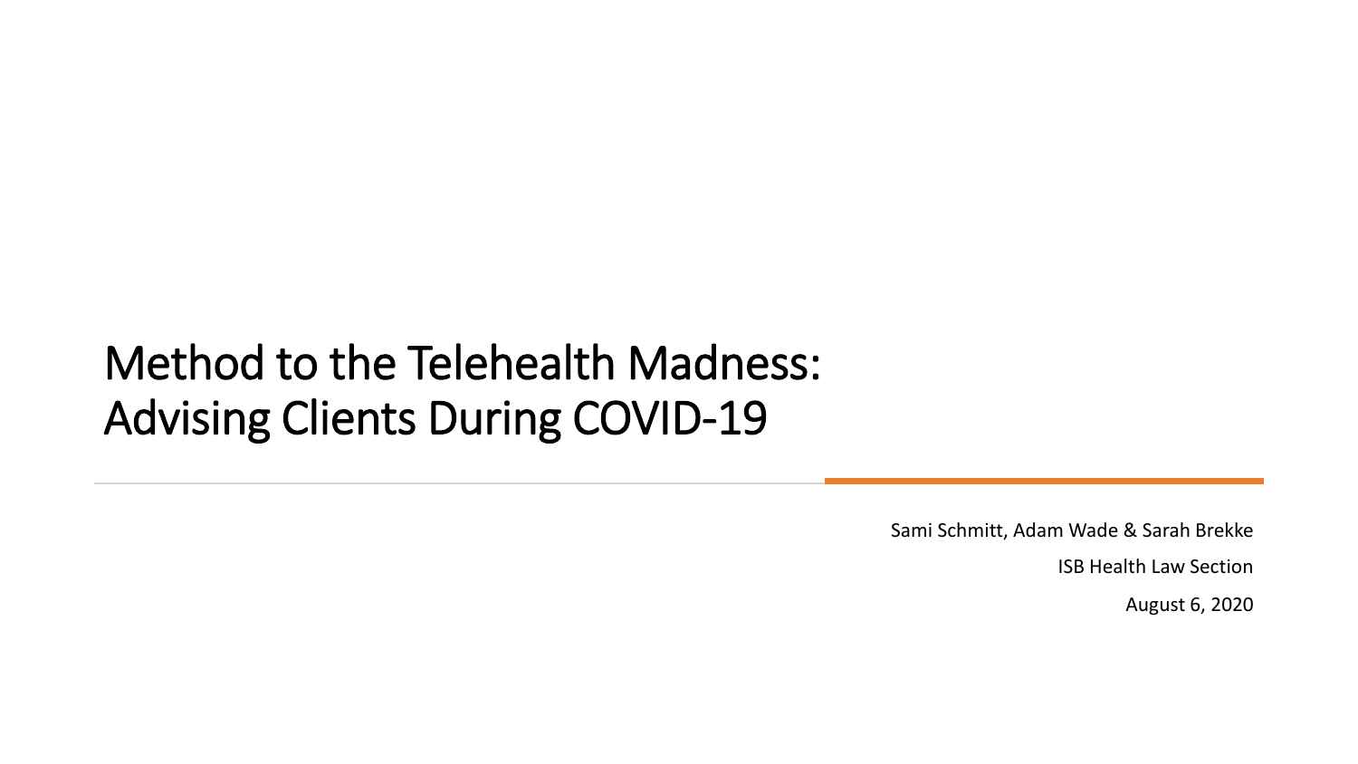# Method to the Telehealth Madness: Advising Clients During COVID-19

Sami Schmitt, Adam Wade & Sarah Brekke

ISB Health Law Section

August 6, 2020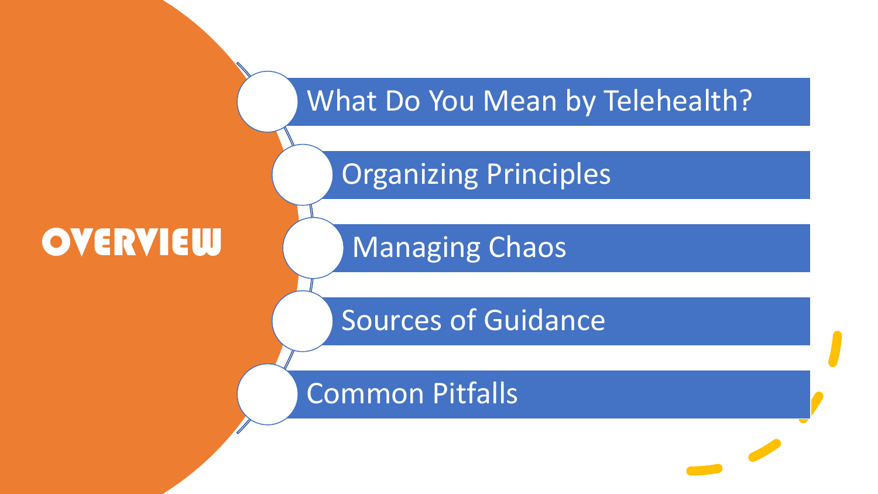# OVERVIEW

- What Do You Mean by Telehealth?
- Organizing Principles
- Managing Chaos
- Sources of Guidance
- Common Pitfalls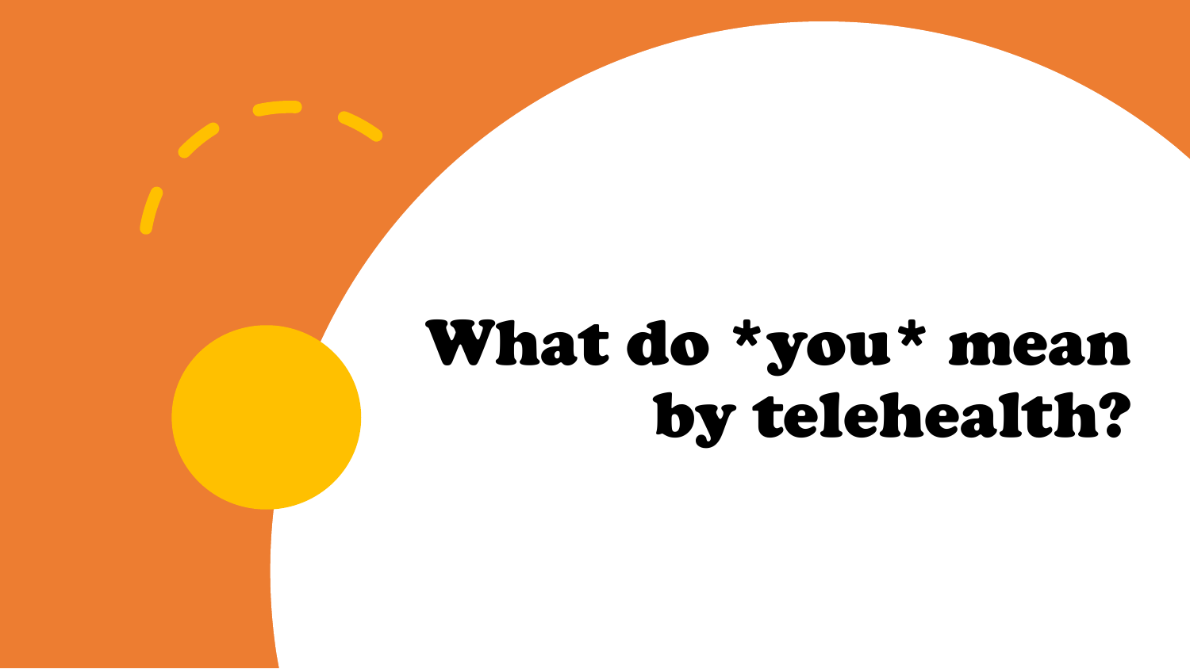# What do *you* mean by telehealth?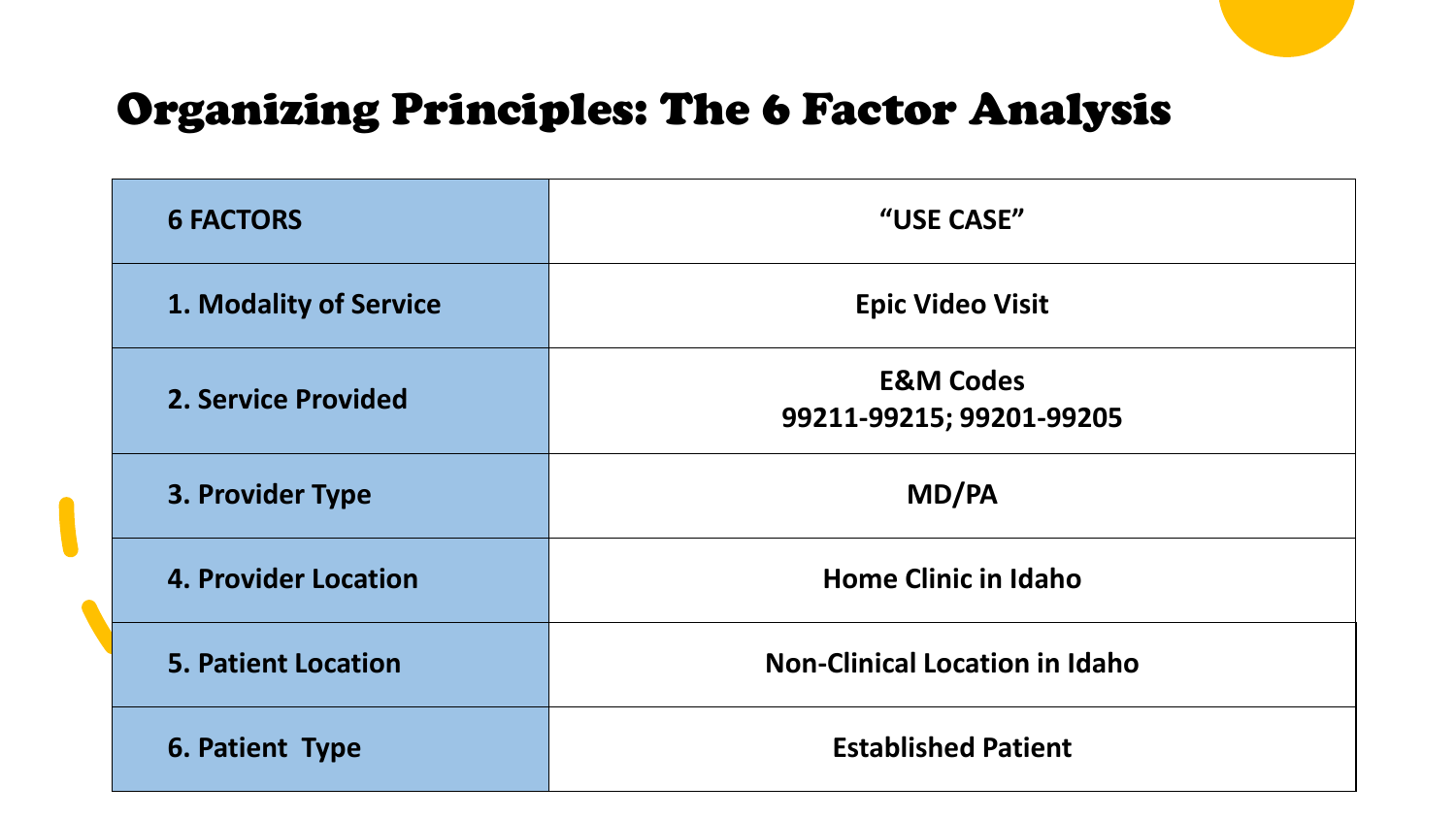# Organizing Principles: The 6 Factor Analysis

| 6 FACTORS | "USE CASE" |
| --- | --- |
| 1. Modality of Service | Epic Video Visit |
| 2. Service Provided | E&M Codes 99211-99215; 99201-99205 |
| 3. Provider Type | MD/PA |
| 4. Provider Location | Home Clinic in Idaho |
| 5. Patient Location | Non-Clinical Location in Idaho |
| 6. Patient Type | Established Patient |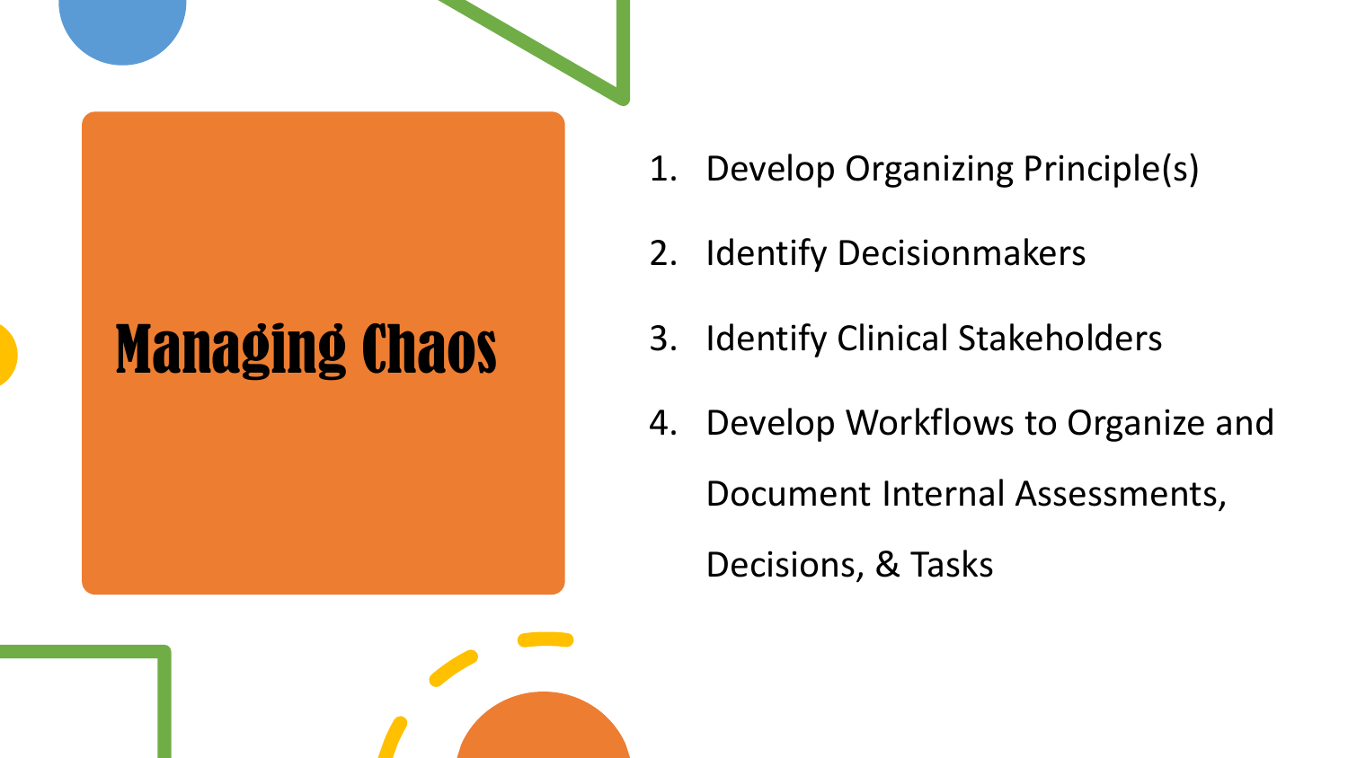# Managing Chaos

1. Develop Organizing Principle(s)
2. Identify Decisionmakers
3. Identify Clinical Stakeholders
4. Develop Workflows to Organize and Document Internal Assessments, Decisions, & Tasks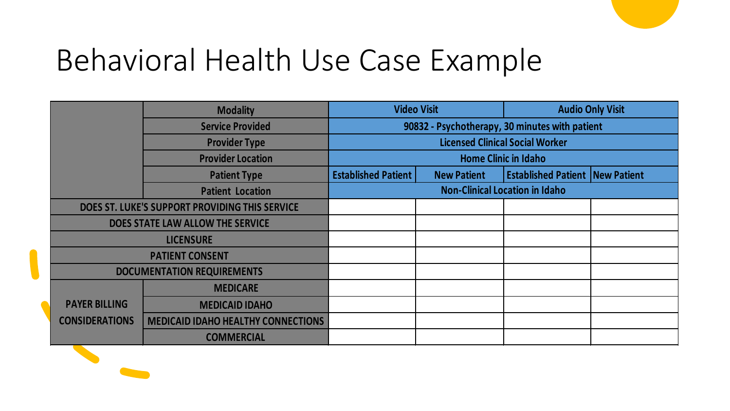# Behavioral Health Use Case Example

| | | | | | |
|---|---|---|---|---|---|
| | Modality | Video Visit | | Audio Only Visit | |
| | Service Provided | 90832 - Psychotherapy, 30 minutes with patient | | | |
| | Provider Type | Licensed Clinical Social Worker | | | |
| | Provider Location | Home Clinic in Idaho | | | |
| | Patient Type | Established Patient | New Patient | Established Patient | New Patient |
| | Patient Location | Non-Clinical Location in Idaho | | | |
| DOES ST. LUKE'S SUPPORT PROVIDING THIS SERVICE | | | | | |
| DOES STATE LAW ALLOW THE SERVICE | | | | | |
| LICENSURE | | | | | |
| PATIENT CONSENT | | | | | |
| DOCUMENTATION REQUIREMENTS | | | | | |
| PAYER BILLING CONSIDERATIONS | MEDICARE | | | | |
| | MEDICAID IDAHO | | | | |
| | MEDICAID IDAHO HEALTHY CONNECTIONS | | | | |
| | COMMERCIAL | | | | |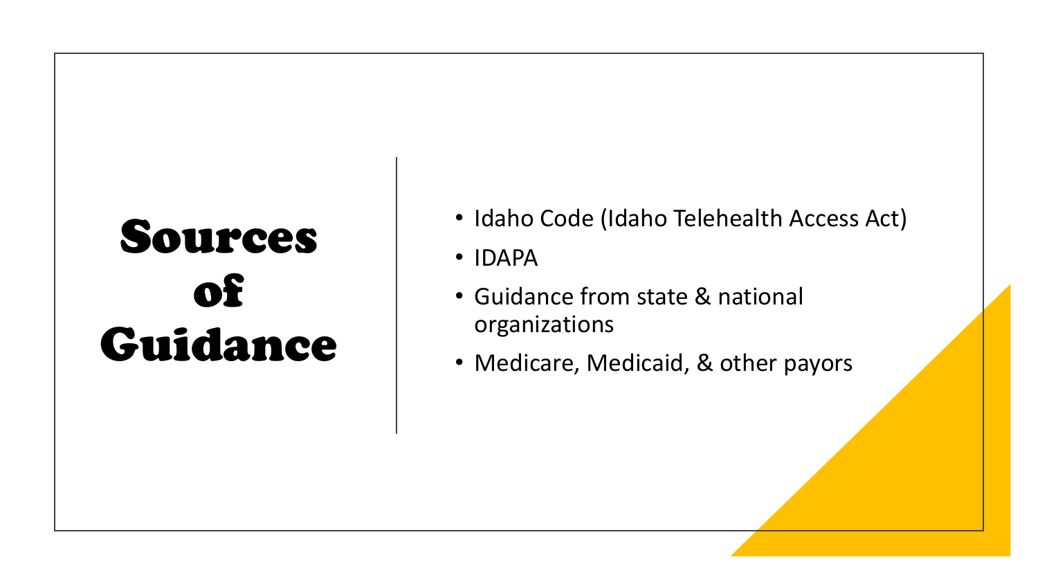# Sources of Guidance

- Idaho Code (Idaho Telehealth Access Act)
- IDAPA
- Guidance from state & national organizations
- Medicare, Medicaid, & other payors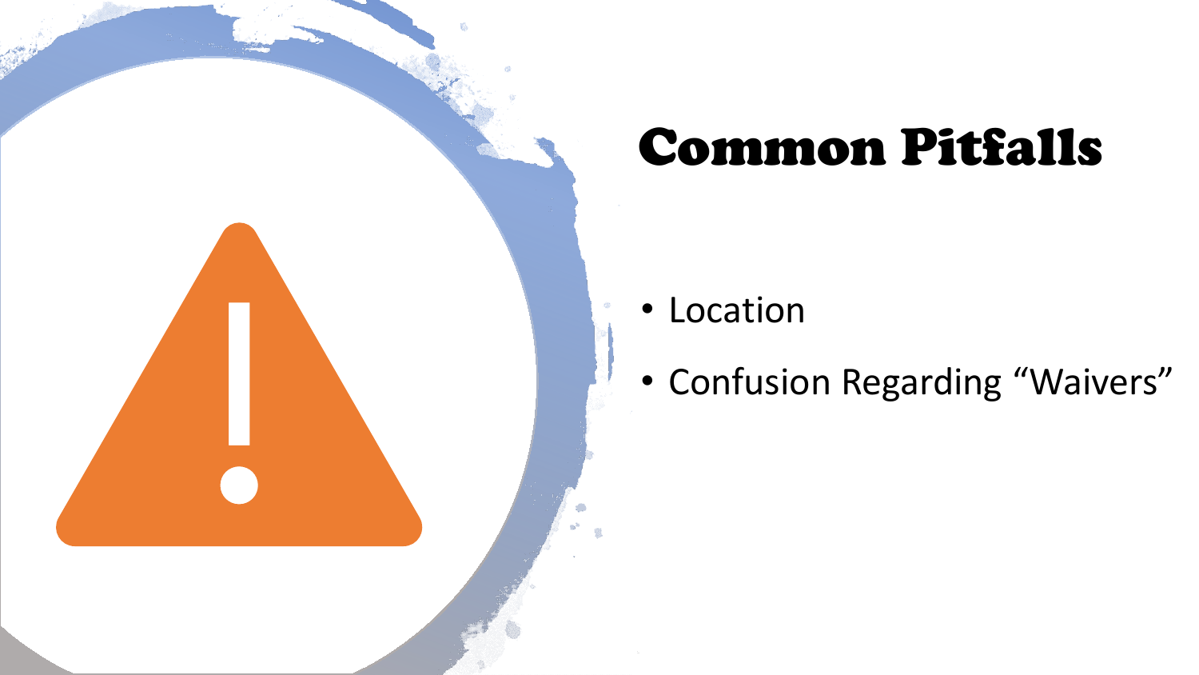# Common Pitfalls

- Location
- Confusion Regarding “Waivers”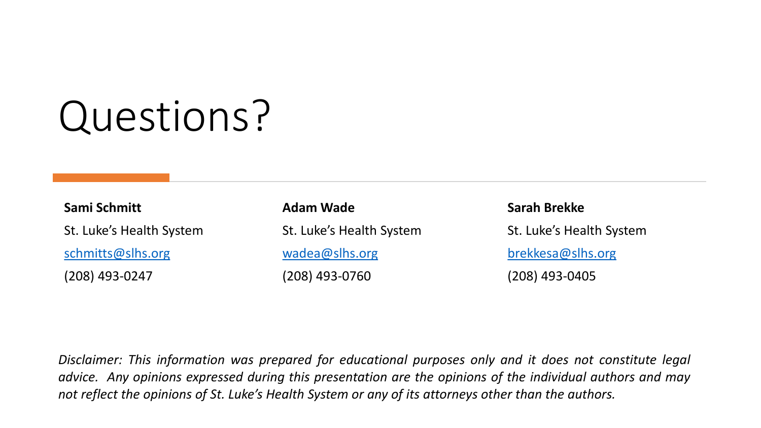# Questions?

**Sami Schmitt**
St. Luke's Health System
schmitts@slhs.org
(208) 493-0247

**Adam Wade**
St. Luke's Health System
wadea@slhs.org
(208) 493-0760

**Sarah Brekke**
St. Luke's Health System
brekkesa@slhs.org
(208) 493-0405

*Disclaimer: This information was prepared for educational purposes only and it does not constitute legal advice. Any opinions expressed during this presentation are the opinions of the individual authors and may not reflect the opinions of St. Luke's Health System or any of its attorneys other than the authors.*